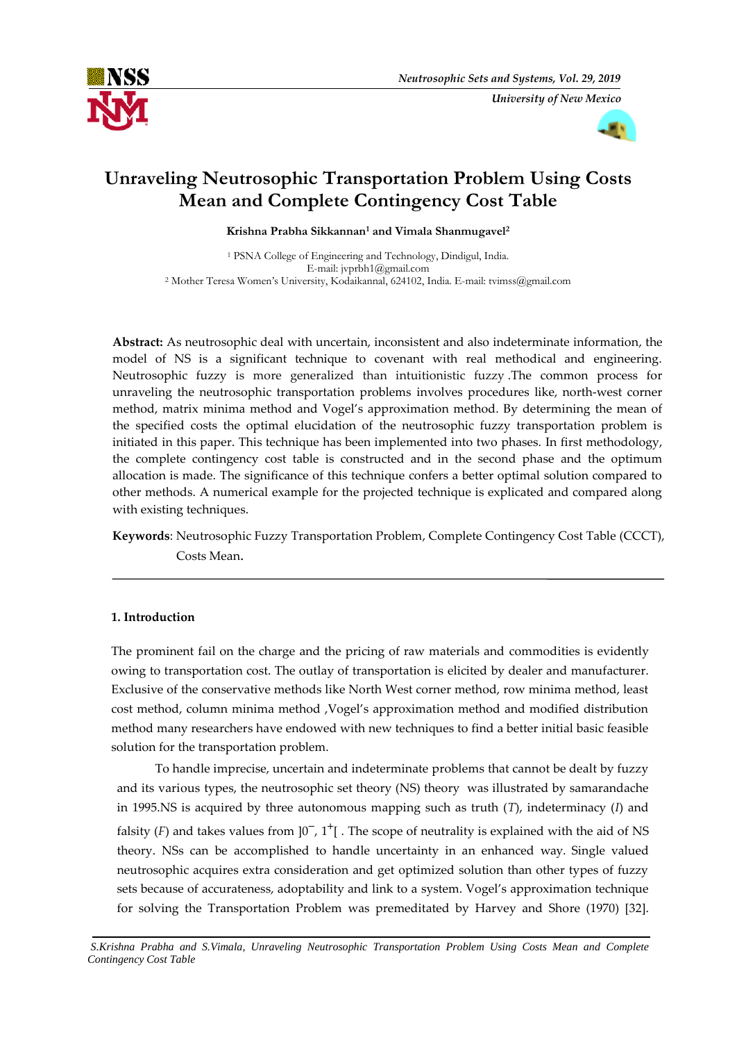# Unraveling Neutrosophic Transportation Problem Using Costs Mean and Complete Contingency Cost Table

**Krishna Prabha Sikkannan[1] and Vimala Shanmugavel[2]**

[1] PSNA College of Engineering and Technology, Dindigul, India. E-mail: jvprbh1@gmail.com
[2] Mother Teresa Women's University, Kodaikannal, 624102, India. E-mail: tvimss@gmail.com

**Abstract:** As neutrosophic deal with uncertain, inconsistent and also indeterminate information, the model of NS is a significant technique to covenant with real methodical and engineering. Neutrosophic fuzzy is more generalized than intuitionistic fuzzy .The common process for unraveling the neutrosophic transportation problems involves procedures like, north-west corner method, matrix minima method and Vogel's approximation method. By determining the mean of the specified costs the optimal elucidation of the neutrosophic fuzzy transportation problem is initiated in this paper. This technique has been implemented into two phases. In first methodology, the complete contingency cost table is constructed and in the second phase and the optimum allocation is made. The significance of this technique confers a better optimal solution compared to other methods. A numerical example for the projected technique is explicated and compared along with existing techniques.

**Keywords**: Neutrosophic Fuzzy Transportation Problem, Complete Contingency Cost Table (CCCT), Costs Mean.

## 1. Introduction

The prominent fail on the charge and the pricing of raw materials and commodities is evidently owing to transportation cost. The outlay of transportation is elicited by dealer and manufacturer. Exclusive of the conservative methods like North West corner method, row minima method, least cost method, column minima method ,Vogel's approximation method and modified distribution method many researchers have endowed with new techniques to find a better initial basic feasible solution for the transportation problem.

To handle imprecise, uncertain and indeterminate problems that cannot be dealt by fuzzy and its various types, the neutrosophic set theory (NS) theory was illustrated by samarandache in 1995.NS is acquired by three autonomous mapping such as truth ($T$), indeterminacy ($I$) and falsity ($F$) and takes values from $]0^{-}, 1^{+}[$ . The scope of neutrality is explained with the aid of NS theory. NSs can be accomplished to handle uncertainty in an enhanced way. Single valued neutrosophic acquires extra consideration and get optimized solution than other types of fuzzy sets because of accurateness, adoptability and link to a system. Vogel's approximation technique for solving the Transportation Problem was premeditated by Harvey and Shore (1970) [32].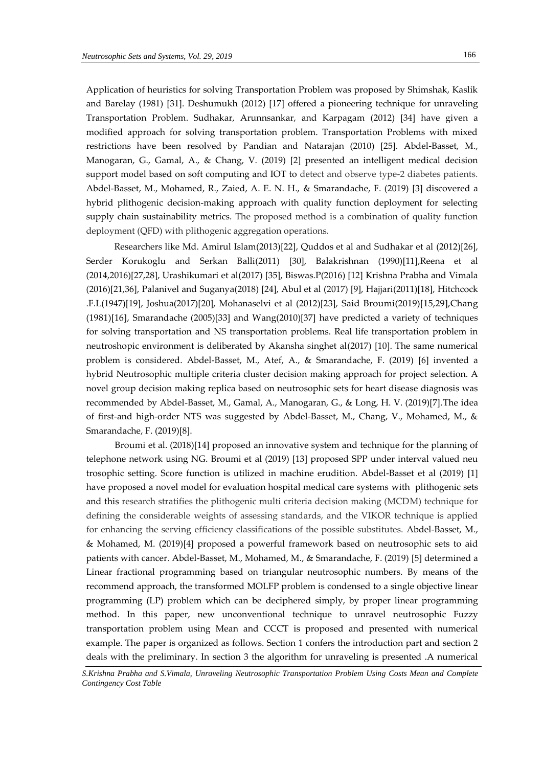Application of heuristics for solving Transportation Problem was proposed by Shimshak, Kaslik and Barelay (1981) [31]. Deshumukh (2012) [17] offered a pioneering technique for unraveling Transportation Problem. Sudhakar, Arunnsankar, and Karpagam (2012) [34] have given a modified approach for solving transportation problem. Transportation Problems with mixed restrictions have been resolved by Pandian and Natarajan (2010) [25]. Abdel-Basset, M., Manogaran, G., Gamal, A., & Chang, V. (2019) [2] presented an intelligent medical decision support model based on soft computing and IOT to detect and observe type-2 diabetes patients. Abdel-Basset, M., Mohamed, R., Zaied, A. E. N. H., & Smarandache, F. (2019) [3] discovered a hybrid plithogenic decision-making approach with quality function deployment for selecting supply chain sustainability metrics. The proposed method is a combination of quality function deployment (QFD) with plithogenic aggregation operations.

Researchers like Md. Amirul Islam(2013)[22], Quddos et al and Sudhakar et al (2012)[26], Serder Korukoglu and Serkan Balli(2011) [30], Balakrishnan (1990)[11],Reena et al (2014,2016)[27,28], Urashikumari et al(2017) [35], Biswas.P(2016) [12] Krishna Prabha and Vimala (2016)[21,36], Palanivel and Suganya(2018) [24], Abul et al (2017) [9], Hajjari(2011)[18], Hitchcock .F.L(1947)[19], Joshua(2017)[20], Mohanaselvi et al (2012)[23], Said Broumi(2019)[15,29],Chang (1981)[16], Smarandache (2005)[33] and Wang(2010)[37] have predicted a variety of techniques for solving transportation and NS transportation problems. Real life transportation problem in neutroshopic environment is deliberated by Akansha singhet al(2017) [10]. The same numerical problem is considered. Abdel-Basset, M., Atef, A., & Smarandache, F. (2019) [6] invented a hybrid Neutrosophic multiple criteria cluster decision making approach for project selection. A novel group decision making replica based on neutrosophic sets for heart disease diagnosis was recommended by Abdel-Basset, M., Gamal, A., Manogaran, G., & Long, H. V. (2019)[7].The idea of first-and high-order NTS was suggested by Abdel-Basset, M., Chang, V., Mohamed, M., & Smarandache, F. (2019)[8].

Broumi et al. (2018)[14] proposed an innovative system and technique for the planning of telephone network using NG. Broumi et al (2019) [13] proposed SPP under interval valued neu trosophic setting. Score function is utilized in machine erudition. Abdel-Basset et al (2019) [1] have proposed a novel model for evaluation hospital medical care systems with plithogenic sets and this research stratifies the plithogenic multi criteria decision making (MCDM) technique for defining the considerable weights of assessing standards, and the VIKOR technique is applied for enhancing the serving efficiency classifications of the possible substitutes. Abdel-Basset, M., & Mohamed, M. (2019)[4] proposed a powerful framework based on neutrosophic sets to aid patients with cancer. Abdel-Basset, M., Mohamed, M., & Smarandache, F. (2019) [5] determined a Linear fractional programming based on triangular neutrosophic numbers. By means of the recommend approach, the transformed MOLFP problem is condensed to a single objective linear programming (LP) problem which can be deciphered simply, by proper linear programming method. In this paper, new unconventional technique to unravel neutrosophic Fuzzy transportation problem using Mean and CCCT is proposed and presented with numerical example. The paper is organized as follows. Section 1 confers the introduction part and section 2 deals with the preliminary. In section 3 the algorithm for unraveling is presented .A numerical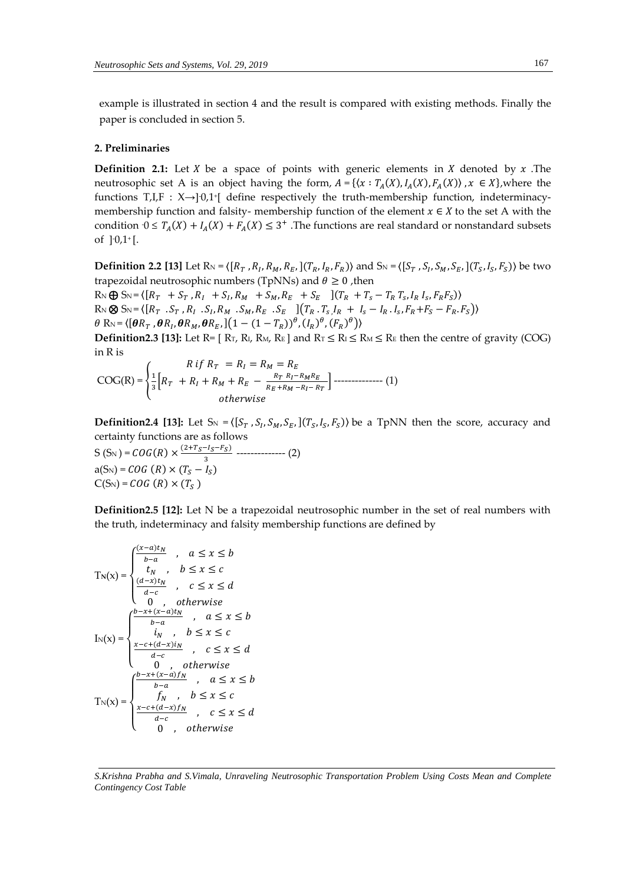example is illustrated in section 4 and the result is compared with existing methods. Finally the paper is concluded in section 5.

## 2. Preliminaries

**Definition 2.1:** Let $X$ be a space of points with generic elements in $X$ denoted by $x$ .The neutrosophic set A is an object having the form, $A = \{\langle x : T_A(X), I_A(X), F_A(X)\rangle , x \in X\}$,where the functions T,I,F : X→]$^{-}$0,1$^{+}$[ define respectively the truth-membership function, indeterminacy-membership function and falsity- membership function of the element $x \in X$ to the set A with the condition $^{-}0 \leq T_A(X) + I_A(X) + F_A(X) \leq 3^{+}$ .The functions are real standard or nonstandard subsets of ]$^{-}$0,1$^{+}$[.

**Definition 2.2 [13]** Let $R_N = \langle [R_T , R_I, R_M, R_E, ](T_R, I_R, F_R)\rangle$ and $S_N = \langle [S_T , S_I, S_M, S_E, ](T_S, I_S, F_S)\rangle$ be two trapezoidal neutrosophic numbers (TpNNs) and $\theta \geq 0$ ,then

$R_N \oplus S_N = \langle [R_T + S_T , R_I + S_I, R_M + S_M, R_E + S_E ](T_R + T_s - T_R\, T_s, I_R\, I_s, F_R F_S)\rangle$

$R_N \otimes S_N = \langle [R_T \,.S_T , R_I \,.S_I, R_M \,.S_M, R_E \,.S_E ]\big(T_R \,.\, T_s, I_R + I_s - I_R \,.\, I_s, F_R + F_S - F_R \,.\, F_S\big)\rangle$

$\theta\, R_N = \langle [\boldsymbol{\theta} R_T , \boldsymbol{\theta} R_I, \boldsymbol{\theta} R_M, \boldsymbol{\theta} R_E, ]\big(1 - (1 - T_R)\big)^{\theta}, (I_R)^{\theta}, (F_R)^{\theta}\big)\rangle$

**Definition2.3 [13]:** Let R= [ $R_T$, $R_I$, $R_M$, $R_E$ ] and $R_T \leq R_I \leq R_M \leq R_E$ then the centre of gravity (COG) in R is

$$\text{COG(R)} = \begin{cases} R \; if \; R_T = R_I = R_M = R_E \\ \frac{1}{3}\left[R_T + R_I + R_M + R_E - \frac{R_T\, R_I - R_M R_E}{R_E + R_M - R_I - R_T}\right] \\ otherwise \end{cases} \text{ -------------- (1)}$$

**Definition2.4 [13]:** Let $S_N = \langle [S_T , S_I, S_M, S_E, ](T_S, I_S, F_S)\rangle$ be a TpNN then the score, accuracy and certainty functions are as follows

$S\,(S_N) = COG(R) \times \frac{(2 + T_S - I_S - F_S)}{3}$ -------------- (2)

$a(S_N) = COG\,(R) \times (T_S - I_S)$

$C(S_N) = COG\,(R) \times (T_S\,)$

**Definition2.5 [12]:** Let N be a trapezoidal neutrosophic number in the set of real numbers with the truth, indeterminacy and falsity membership functions are defined by

$$T_N(x) = \begin{cases} \frac{(x-a)t_N}{b-a} & , \quad a \leq x \leq b \\ t_N & , \quad b \leq x \leq c \\ \frac{(d-x)t_N}{d-c} & , \quad c \leq x \leq d \\ 0 & , \quad otherwise \end{cases}$$

$$I_N(x) = \begin{cases} \frac{b-x+(x-a)t_N}{b-a} & , \quad a \leq x \leq b \\ i_N & , \quad b \leq x \leq c \\ \frac{x-c+(d-x)i_N}{d-c} & , \quad c \leq x \leq d \\ 0 & , \quad otherwise \end{cases}$$

$$T_N(x) = \begin{cases} \frac{b-x+(x-a)f_N}{b-a} & , \quad a \leq x \leq b \\ f_N & , \quad b \leq x \leq c \\ \frac{x-c+(d-x)f_N}{d-c} & , \quad c \leq x \leq d \\ 0 & , \quad otherwise \end{cases}$$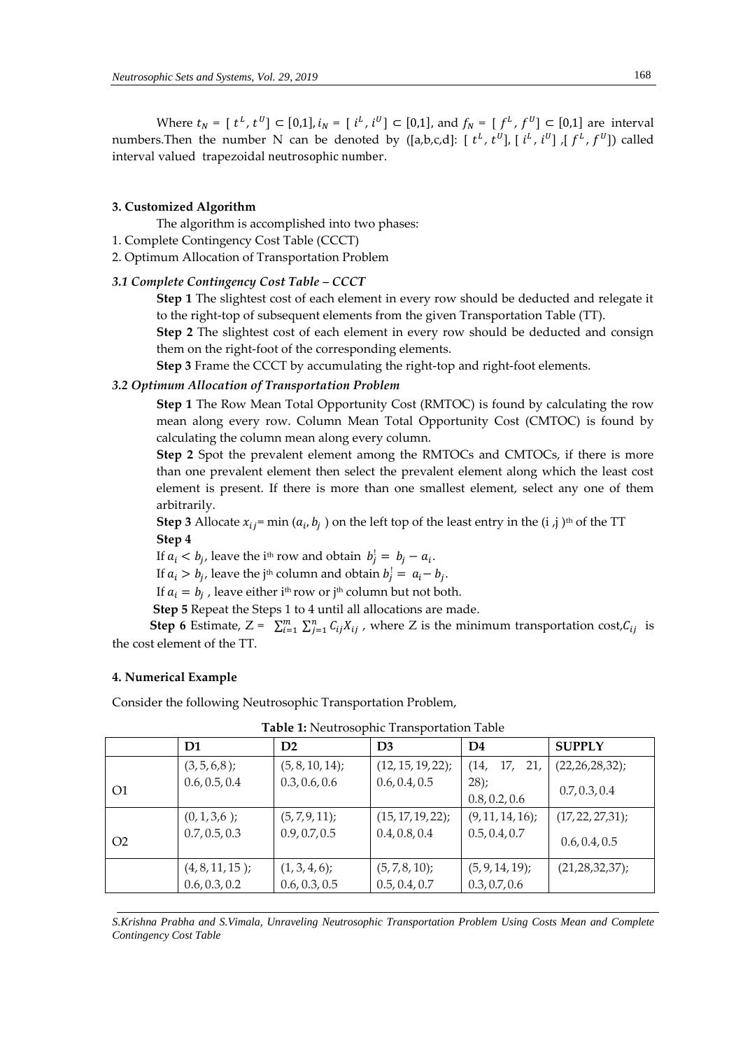Where $t_N = [\ t^L, t^U] \subset [0,1]$, $i_N = [\ i^L, i^U] \subset [0,1]$, and $f_N = [\ f^L, f^U] \subset [0,1]$ are interval numbers.Then the number N can be denoted by ([a,b,c,d]: $[\ t^L, t^U]$, $[\ i^L, i^U]$ ,$[\ f^L, f^U]$) called interval valued trapezoidal neutrosophic number.

## 3. Customized Algorithm

The algorithm is accomplished into two phases:

1. Complete Contingency Cost Table (CCCT)
2. Optimum Allocation of Transportation Problem

### *3.1 Complete Contingency Cost Table – CCCT*

**Step 1** The slightest cost of each element in every row should be deducted and relegate it to the right-top of subsequent elements from the given Transportation Table (TT).

**Step 2** The slightest cost of each element in every row should be deducted and consign them on the right-foot of the corresponding elements.

**Step 3** Frame the CCCT by accumulating the right-top and right-foot elements.

### *3.2 Optimum Allocation of Transportation Problem*

**Step 1** The Row Mean Total Opportunity Cost (RMTOC) is found by calculating the row mean along every row. Column Mean Total Opportunity Cost (CMTOC) is found by calculating the column mean along every column.

**Step 2** Spot the prevalent element among the RMTOCs and CMTOCs, if there is more than one prevalent element then select the prevalent element along which the least cost element is present. If there is more than one smallest element, select any one of them arbitrarily.

**Step 3** Allocate $x_{ij}$= min $(a_i, b_j)$ on the left top of the least entry in the (i ,j )[th] of the TT

**Step 4**

If $a_i < b_j$, leave the i[th] row and obtain $b_j^! = b_j - a_i$.

If $a_i > b_j$, leave the j[th] column and obtain $b_j^! = a_i - b_j$.

If $a_i = b_j$ , leave either i[th] row or j[th] column but not both.

**Step 5** Repeat the Steps 1 to 4 until all allocations are made.

**Step 6** Estimate, Z = $\sum_{i=1}^{m}\sum_{j=1}^{n} C_{ij}X_{ij}$ , where Z is the minimum transportation cost,$C_{ij}$ is the cost element of the TT.

## 4. Numerical Example

Consider the following Neutrosophic Transportation Problem,

**Table 1:** Neutrosophic Transportation Table

| | D1 | D2 | D3 | D4 | SUPPLY |
|---|---|---|---|---|---|
| O1 | (3, 5, 6,8 ); 0.6, 0.5, 0.4 | (5, 8, 10, 14); 0.3, 0.6, 0.6 | (12, 15, 19, 22); 0.6, 0.4, 0.5 | (14, 17, 21, 28); 0.8, 0.2, 0.6 | (22,26,28,32); 0.7, 0.3, 0.4 |
| O2 | (0, 1, 3,6 ); 0.7, 0.5, 0.3 | (5, 7, 9, 11); 0.9, 0.7, 0.5 | (15, 17, 19, 22); 0.4, 0.8, 0.4 | (9, 11, 14, 16); 0.5, 0.4, 0.7 | (17, 22, 27,31); 0.6, 0.4, 0.5 |
| | (4, 8, 11, 15 ); 0.6, 0.3, 0.2 | (1, 3, 4, 6); 0.6, 0.3, 0.5 | (5, 7,8, 10); 0.5, 0.4, 0.7 | (5, 9, 14, 19); 0.3, 0.7, 0.6 | (21,28,32,37); |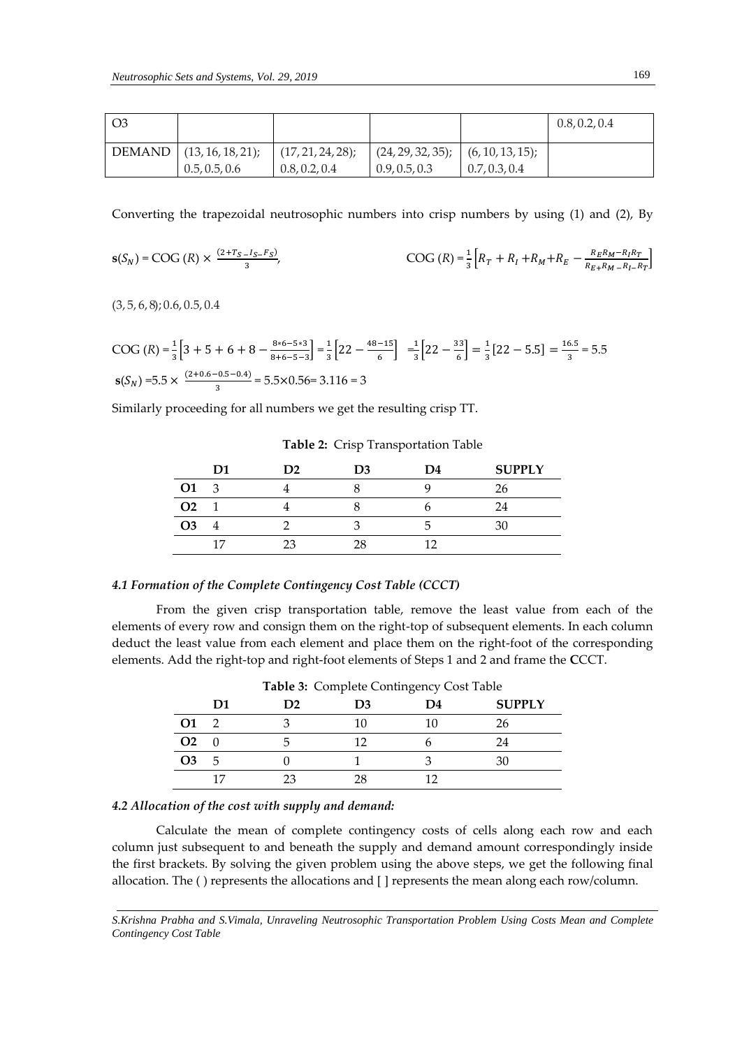| O3 | | | | | 0.8, 0.2, 0.4 |
|---|---|---|---|---|---|
| DEMAND | (13, 16, 18, 21); 0.5, 0.5, 0.6 | (17, 21, 24, 28); 0.8, 0.2, 0.4 | (24, 29, 32, 35); 0.9, 0.5, 0.3 | (6, 10, 13, 15); 0.7, 0.3, 0.4 | |

Converting the trapezoidal neutrosophic numbers into crisp numbers by using (1) and (2), By

$\mathbf{s}(S_N) = \text{COG}\,(R) \times \frac{(2+T_S - I_S - F_S)}{3}$, $\quad\quad\quad$ $\text{COG}\,(R) = \frac{1}{3}\left[R_T + R_I + R_M + R_E - \frac{R_E R_M - R_I R_T}{R_E + R_M - R_I - R_T}\right]$

(3, 5, 6, 8); 0.6, 0.5, 0.4

$\text{COG}\,(R) = \frac{1}{3}\left[3+5+6+8-\frac{8*6-5*3}{8+6-5-3}\right] = \frac{1}{3}\left[22-\frac{48-15}{6}\right] = \frac{1}{3}\left[22-\frac{33}{6}\right] = \frac{1}{3}[22-5.5] = \frac{16.5}{3} = 5.5$

$\mathbf{s}(S_N) = 5.5 \times \frac{(2+0.6-0.5-0.4)}{3} = 5.5 \times 0.56 = 3.116 = 3$

Similarly proceeding for all numbers we get the resulting crisp TT.

**Table 2:** Crisp Transportation Table

| | D1 | D2 | D3 | D4 | SUPPLY |
|---|---|---|---|---|---|
| **O1** | 3 | 4 | 8 | 9 | 26 |
| **O2** | 1 | 4 | 8 | 6 | 24 |
| **O3** | 4 | 2 | 3 | 5 | 30 |
| | 17 | 23 | 28 | 12 | |

### *4.1 Formation of the Complete Contingency Cost Table (CCCT)*

From the given crisp transportation table, remove the least value from each of the elements of every row and consign them on the right-top of subsequent elements. In each column deduct the least value from each element and place them on the right-foot of the corresponding elements. Add the right-top and right-foot elements of Steps 1 and 2 and frame the **C**CCT.

**Table 3:** Complete Contingency Cost Table

| | D1 | D2 | D3 | D4 | SUPPLY |
|---|---|---|---|---|---|
| **O1** | 2 | 3 | 10 | 10 | 26 |
| **O2** | 0 | 5 | 12 | 6 | 24 |
| **O3** | 5 | 0 | 1 | 3 | 30 |
| | 17 | 23 | 28 | 12 | |

### *4.2 Allocation of the cost with supply and demand:*

Calculate the mean of complete contingency costs of cells along each row and each column just subsequent to and beneath the supply and demand amount correspondingly inside the first brackets. By solving the given problem using the above steps, we get the following final allocation. The ( ) represents the allocations and [ ] represents the mean along each row/column.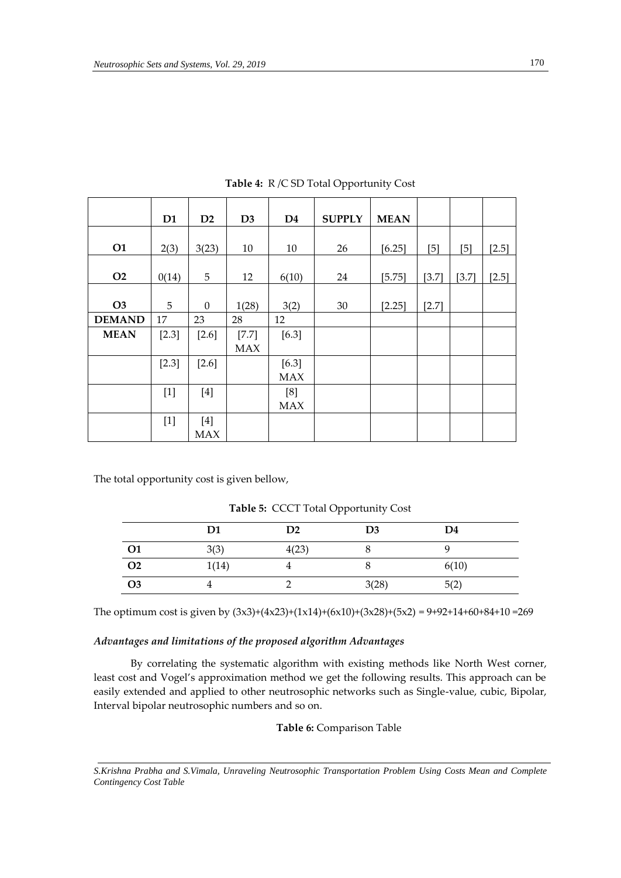**Table 4:** R /C SD Total Opportunity Cost

| | D1 | D2 | D3 | D4 | SUPPLY | MEAN | | | |
|---|---|---|---|---|---|---|---|---|---|
| **O1** | 2(3) | 3(23) | 10 | 10 | 26 | [6.25] | [5] | [5] | [2.5] |
| **O2** | 0(14) | 5 | 12 | 6(10) | 24 | [5.75] | [3.7] | [3.7] | [2.5] |
| **O3** | 5 | 0 | 1(28) | 3(2) | 30 | [2.25] | [2.7] | | |
| **DEMAND** | 17 | 23 | 28 | 12 | | | | | |
| **MEAN** | [2.3] | [2.6] | [7.7] MAX | [6.3] | | | | | |
| | [2.3] | [2.6] | | [6.3] MAX | | | | | |
| | [1] | [4] | | [8] MAX | | | | | |
| | [1] | [4] MAX | | | | | | | |

The total opportunity cost is given bellow,

**Table 5:** CCCT Total Opportunity Cost

| | D1 | D2 | D3 | D4 |
|---|---|---|---|---|
| **O1** | 3(3) | 4(23) | 8 | 9 |
| **O2** | 1(14) | 4 | 8 | 6(10) |
| **O3** | 4 | 2 | 3(28) | 5(2) |

The optimum cost is given by (3x3)+(4x23)+(1x14)+(6x10)+(3x28)+(5x2) = 9+92+14+60+84+10 =269

### *Advantages and limitations of the proposed algorithm Advantages*

By correlating the systematic algorithm with existing methods like North West corner, least cost and Vogel's approximation method we get the following results. This approach can be easily extended and applied to other neutrosophic networks such as Single-value, cubic, Bipolar, Interval bipolar neutrosophic numbers and so on.

**Table 6:** Comparison Table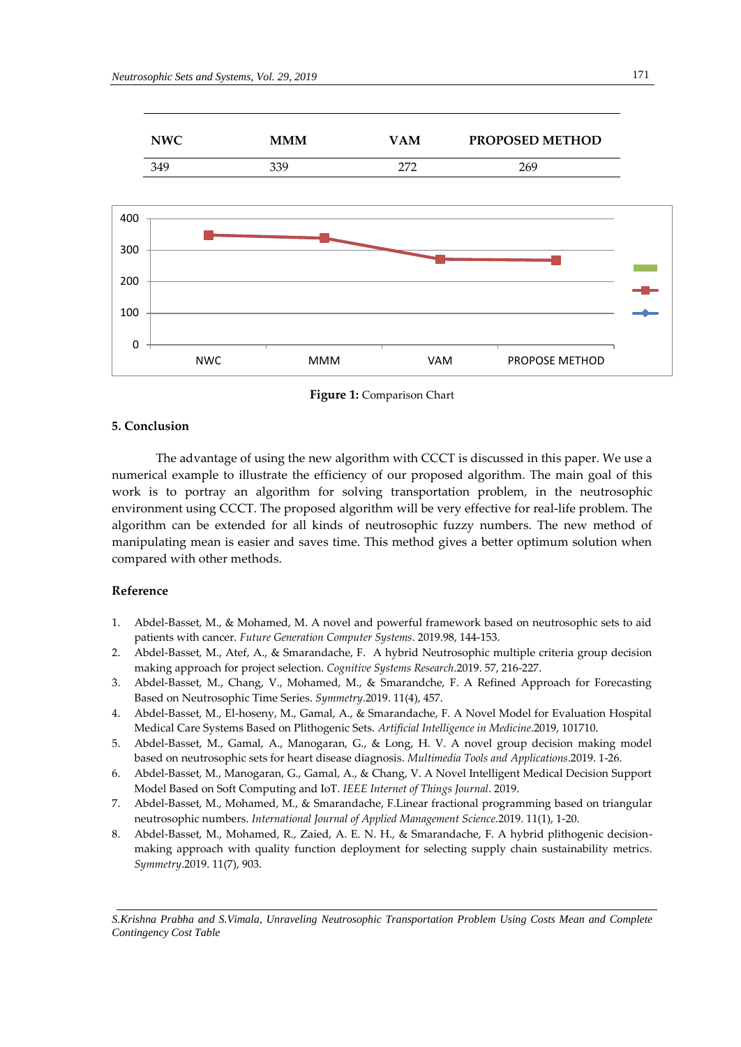| NWC | MMM | VAM | PROPOSED METHOD |
|---|---|---|---|
| 349 | 339 | 272 | 269 |

**Figure 1:** Comparison Chart

## 5. Conclusion

The advantage of using the new algorithm with CCCT is discussed in this paper. We use a numerical example to illustrate the efficiency of our proposed algorithm. The main goal of this work is to portray an algorithm for solving transportation problem, in the neutrosophic environment using CCCT. The proposed algorithm will be very effective for real-life problem. The algorithm can be extended for all kinds of neutrosophic fuzzy numbers. The new method of manipulating mean is easier and saves time. This method gives a better optimum solution when compared with other methods.

## Reference

1. Abdel-Basset, M., & Mohamed, M. A novel and powerful framework based on neutrosophic sets to aid patients with cancer. *Future Generation Computer Systems*. 2019.98, 144-153.
2. Abdel-Basset, M., Atef, A., & Smarandache, F. A hybrid Neutrosophic multiple criteria group decision making approach for project selection. *Cognitive Systems Research*.2019. 57, 216-227.
3. Abdel-Basset, M., Chang, V., Mohamed, M., & Smarandche, F. A Refined Approach for Forecasting Based on Neutrosophic Time Series. *Symmetry*.2019. 11(4), 457.
4. Abdel-Basset, M., El-hoseny, M., Gamal, A., & Smarandache, F. A Novel Model for Evaluation Hospital Medical Care Systems Based on Plithogenic Sets. *Artificial Intelligence in Medicine*.2019, 101710.
5. Abdel-Basset, M., Gamal, A., Manogaran, G., & Long, H. V. A novel group decision making model based on neutrosophic sets for heart disease diagnosis. *Multimedia Tools and Applications*.2019. 1-26.
6. Abdel-Basset, M., Manogaran, G., Gamal, A., & Chang, V. A Novel Intelligent Medical Decision Support Model Based on Soft Computing and IoT. *IEEE Internet of Things Journal*. 2019.
7. Abdel-Basset, M., Mohamed, M., & Smarandache, F.Linear fractional programming based on triangular neutrosophic numbers. *International Journal of Applied Management Science*.2019. 11(1), 1-20.
8. Abdel-Basset, M., Mohamed, R., Zaied, A. E. N. H., & Smarandache, F. A hybrid plithogenic decision-making approach with quality function deployment for selecting supply chain sustainability metrics. *Symmetry*.2019. 11(7), 903.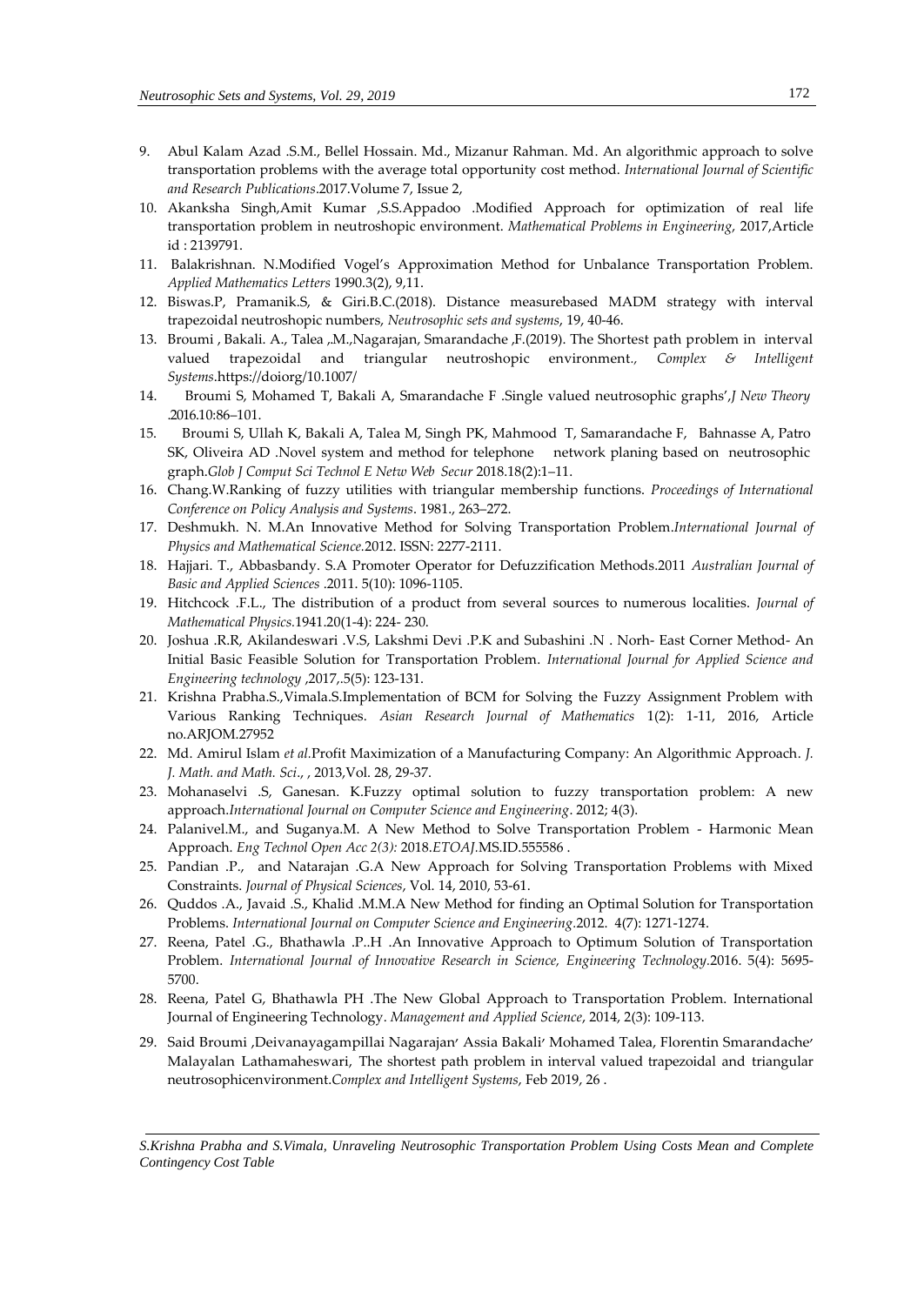9. Abul Kalam Azad .S.M., Bellel Hossain. Md., Mizanur Rahman. Md. An algorithmic approach to solve transportation problems with the average total opportunity cost method. *International Journal of Scientific and Research Publications*.2017.Volume 7, Issue 2,
10. Akanksha Singh,Amit Kumar ,S.S.Appadoo .Modified Approach for optimization of real life transportation problem in neutroshopic environment. *Mathematical Problems in Engineering*, 2017,Article id : 2139791.
11. Balakrishnan. N.Modified Vogel's Approximation Method for Unbalance Transportation Problem. *Applied Mathematics Letters* 1990.3(2), 9,11.
12. Biswas.P, Pramanik.S, & Giri.B.C.(2018). Distance measurebased MADM strategy with interval trapezoidal neutroshopic numbers, *Neutrosophic sets and systems*, 19, 40-46.
13. Broumi , Bakali. A., Talea ,.M.,Nagarajan, Smarandache ,F.(2019). The Shortest path problem in interval valued trapezoidal and triangular neutroshopic environment.*, Complex & Intelligent Systems*.https://doiorg/10.1007/
14. Broumi S, Mohamed T, Bakali A, Smarandache F .Single valued neutrosophic graphs',*J New Theory* .2016.10:86–101.
15. Broumi S, Ullah K, Bakali A, Talea M, Singh PK, Mahmood T, Samarandache F, Bahnasse A, Patro SK, Oliveira AD .Novel system and method for telephone network planing based on neutrosophic graph.*Glob J Comput Sci Technol E Netw Web Secur* 2018.18(2):1–11.
16. Chang.W.Ranking of fuzzy utilities with triangular membership functions. *Proceedings of International Conference on Policy Analysis and Systems*. 1981., 263–272.
17. Deshmukh. N. M.An Innovative Method for Solving Transportation Problem.*International Journal of Physics and Mathematical Science.*2012. ISSN: 2277-2111.
18. Hajjari. T., Abbasbandy. S.A Promoter Operator for Defuzzification Methods.2011 *Australian Journal of Basic and Applied Sciences* .2011. 5(10): 1096-1105.
19. Hitchcock .F.L., The distribution of a product from several sources to numerous localities. *Journal of Mathematical Physics.*1941.20(1-4): 224- 230.
20. Joshua .R.R, Akilandeswari .V.S, Lakshmi Devi .P.K and Subashini .N . Norh- East Corner Method- An Initial Basic Feasible Solution for Transportation Problem. *International Journal for Applied Science and Engineering technology* ,2017,.5(5): 123-131.
21. Krishna Prabha.S.,Vimala.S.Implementation of BCM for Solving the Fuzzy Assignment Problem with Various Ranking Techniques. *Asian Research Journal of Mathematics* 1(2): 1-11, 2016, Article no.ARJOM.27952
22. Md. Amirul Islam *et al*.Profit Maximization of a Manufacturing Company: An Algorithmic Approach. *J. J. Math. and Math. Sci*., , 2013,Vol. 28, 29-37.
23. Mohanaselvi .S, Ganesan. K.Fuzzy optimal solution to fuzzy transportation problem: A new approach.*International Journal on Computer Science and Engineering*. 2012; 4(3).
24. Palanivel.M., and Suganya.M. A New Method to Solve Transportation Problem - Harmonic Mean Approach. *Eng Technol Open Acc 2(3):* 2018.*ETOAJ*.MS.ID.555586 .
25. Pandian .P., and Natarajan .G.A New Approach for Solving Transportation Problems with Mixed Constraints. *Journal of Physical Sciences*, Vol. 14, 2010, 53-61.
26. Quddos .A., Javaid .S., Khalid .M.M.A New Method for finding an Optimal Solution for Transportation Problems. *International Journal on Computer Science and Engineering*.2012. 4(7): 1271-1274.
27. Reena, Patel .G., Bhathawla .P..H .An Innovative Approach to Optimum Solution of Transportation Problem. *International Journal of Innovative Research in Science, Engineering Technology*.2016. 5(4): 5695-5700.
28. Reena, Patel G, Bhathawla PH .The New Global Approach to Transportation Problem. International Journal of Engineering Technology. *Management and Applied Science*, 2014, 2(3): 109-113.
29. Said Broumi ,Deivanayagampillai Nagarajan′ Assia Bakali′ Mohamed Talea, Florentin Smarandache′ Malayalan Lathamaheswari, The shortest path problem in interval valued trapezoidal and triangular neutrosophicenvironment.*Complex and Intelligent Systems*, Feb 2019, 26 .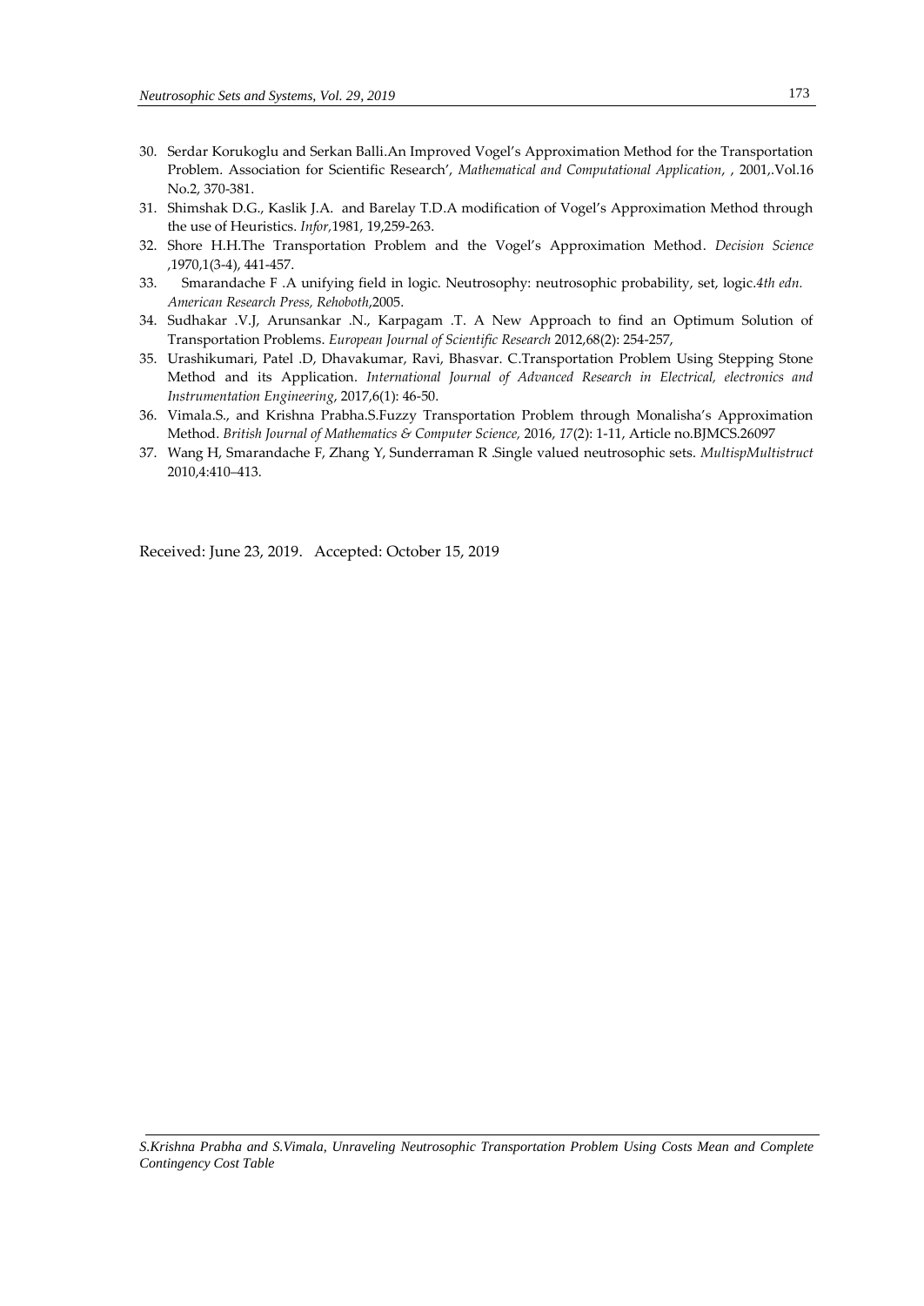30. Serdar Korukoglu and Serkan Balli.An Improved Vogel's Approximation Method for the Transportation Problem. Association for Scientific Research', *Mathematical and Computational Application*, , 2001,.Vol.16 No.2, 370-381.
31. Shimshak D.G., Kaslik J.A. and Barelay T.D.A modification of Vogel's Approximation Method through the use of Heuristics. *Infor*,1981, 19,259-263.
32. Shore H.H.The Transportation Problem and the Vogel's Approximation Method. *Decision Science* ,1970,1(3-4), 441-457.
33. Smarandache F .A unifying field in logic. Neutrosophy: neutrosophic probability, set, logic.*4th edn. American Research Press, Rehoboth*,2005.
34. Sudhakar .V.J, Arunsankar .N., Karpagam .T. A New Approach to find an Optimum Solution of Transportation Problems. *European Journal of Scientific Research* 2012,68(2): 254-257,
35. Urashikumari, Patel .D, Dhavakumar, Ravi, Bhasvar. C.Transportation Problem Using Stepping Stone Method and its Application. *International Journal of Advanced Research in Electrical, electronics and Instrumentation Engineering*, 2017,6(1): 46-50.
36. Vimala.S., and Krishna Prabha.S.Fuzzy Transportation Problem through Monalisha's Approximation Method. *British Journal of Mathematics & Computer Science,* 2016, *17*(2): 1-11, Article no.BJMCS.26097
37. Wang H, Smarandache F, Zhang Y, Sunderraman R .Single valued neutrosophic sets. *MultispMultistruct* 2010,4:410–413.

Received: June 23, 2019. Accepted: October 15, 2019